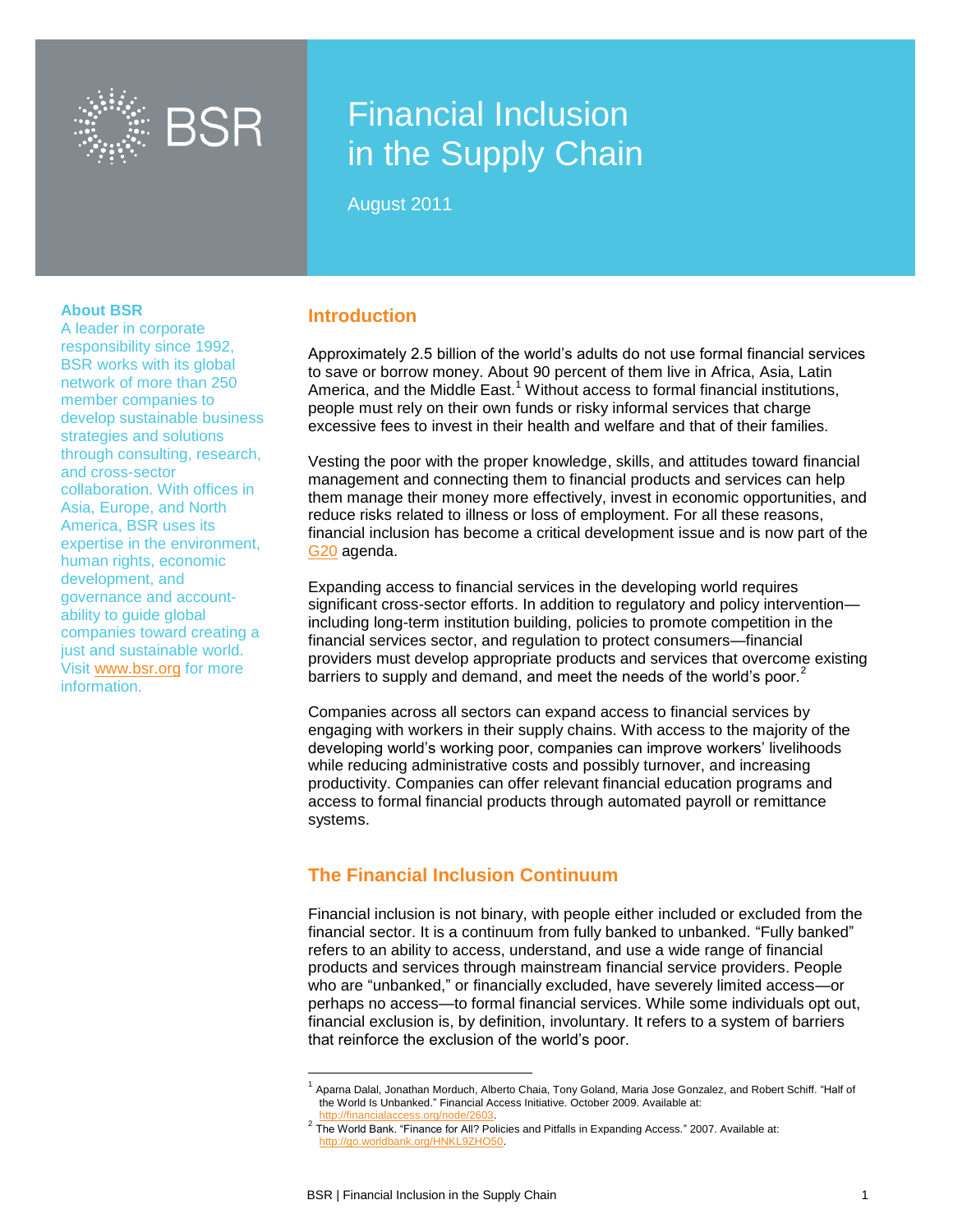# Financial Inclusion in the Supply Chain

August 2011

**About BSR**

A leader in corporate responsibility since 1992, BSR works with its global network of more than 250 member companies to develop sustainable business strategies and solutions through consulting, research, and cross-sector collaboration. With offices in Asia, Europe, and North America, BSR uses its expertise in the environment, human rights, economic development, and governance and accountability to guide global companies toward creating a just and sustainable world. Visit www.bsr.org for more information.

## Introduction

Approximately 2.5 billion of the world's adults do not use formal financial services to save or borrow money. About 90 percent of them live in Africa, Asia, Latin America, and the Middle East.[1] Without access to formal financial institutions, people must rely on their own funds or risky informal services that charge excessive fees to invest in their health and welfare and that of their families.

Vesting the poor with the proper knowledge, skills, and attitudes toward financial management and connecting them to financial products and services can help them manage their money more effectively, invest in economic opportunities, and reduce risks related to illness or loss of employment. For all these reasons, financial inclusion has become a critical development issue and is now part of the G20 agenda.

Expanding access to financial services in the developing world requires significant cross-sector efforts. In addition to regulatory and policy intervention—including long-term institution building, policies to promote competition in the financial services sector, and regulation to protect consumers—financial providers must develop appropriate products and services that overcome existing barriers to supply and demand, and meet the needs of the world's poor.[2]

Companies across all sectors can expand access to financial services by engaging with workers in their supply chains. With access to the majority of the developing world's working poor, companies can improve workers' livelihoods while reducing administrative costs and possibly turnover, and increasing productivity. Companies can offer relevant financial education programs and access to formal financial products through automated payroll or remittance systems.

## The Financial Inclusion Continuum

Financial inclusion is not binary, with people either included or excluded from the financial sector. It is a continuum from fully banked to unbanked. "Fully banked" refers to an ability to access, understand, and use a wide range of financial products and services through mainstream financial service providers. People who are "unbanked," or financially excluded, have severely limited access—or perhaps no access—to formal financial services. While some individuals opt out, financial exclusion is, by definition, involuntary. It refers to a system of barriers that reinforce the exclusion of the world's poor.

---

[1] Aparna Dalal, Jonathan Morduch, Alberto Chaia, Tony Goland, Maria Jose Gonzalez, and Robert Schiff. "Half of the World Is Unbanked." Financial Access Initiative. October 2009. Available at: http://financialaccess.org/node/2603.

[2] The World Bank. "Finance for All? Policies and Pitfalls in Expanding Access." 2007. Available at: http://go.worldbank.org/HNKL9ZHO50.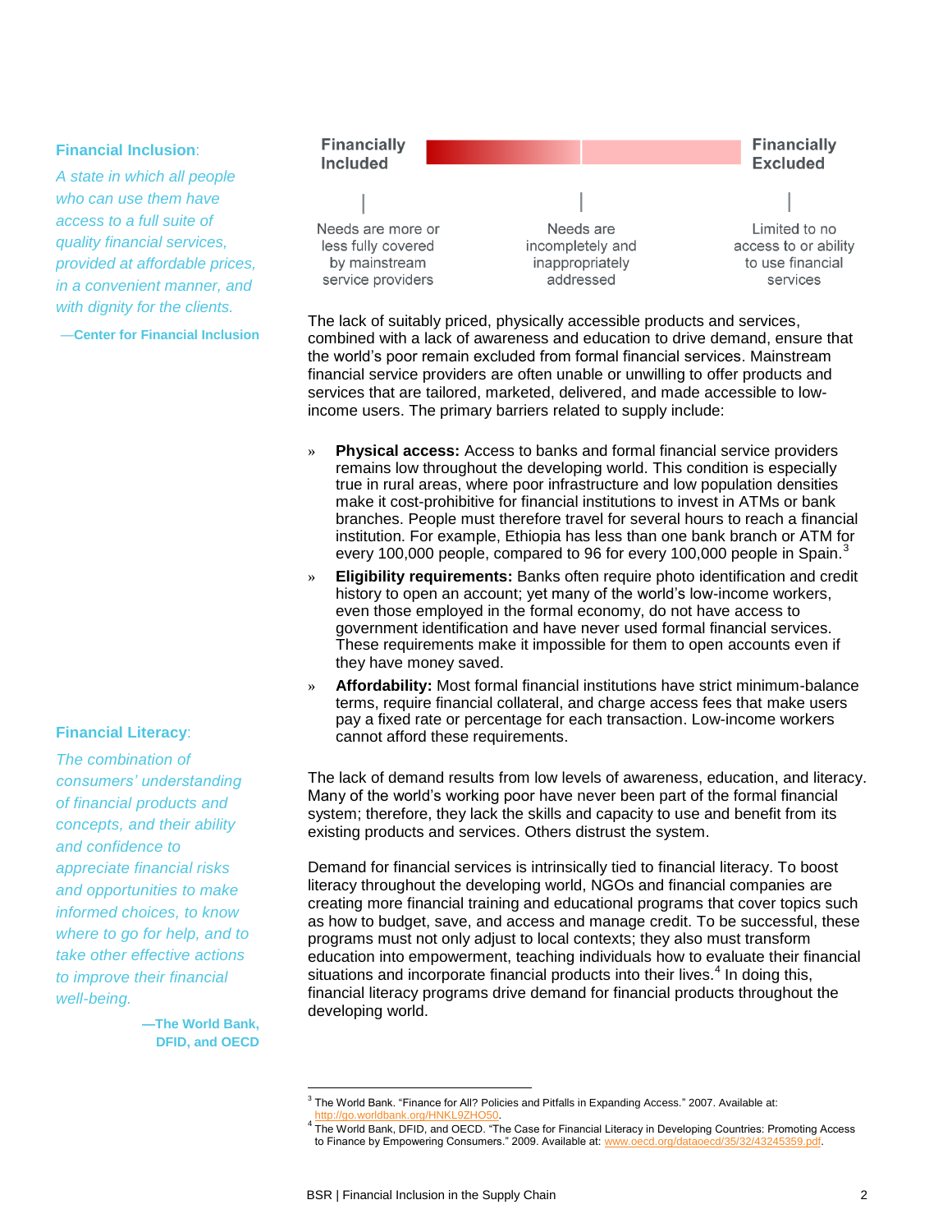**Financial Inclusion**:

*A state in which all people who can use them have access to a full suite of quality financial services, provided at affordable prices, in a convenient manner, and with dignity for the clients.*

—**Center for Financial Inclusion**

| **Financially Included** | | **Financially Excluded** |
|---|---|---|
| Needs are more or less fully covered by mainstream service providers | Needs are incompletely and inappropriately addressed | Limited to no access to or ability to use financial services |

The lack of suitably priced, physically accessible products and services, combined with a lack of awareness and education to drive demand, ensure that the world's poor remain excluded from formal financial services. Mainstream financial service providers are often unable or unwilling to offer products and services that are tailored, marketed, delivered, and made accessible to low-income users. The primary barriers related to supply include:

- **Physical access:** Access to banks and formal financial service providers remains low throughout the developing world. This condition is especially true in rural areas, where poor infrastructure and low population densities make it cost-prohibitive for financial institutions to invest in ATMs or bank branches. People must therefore travel for several hours to reach a financial institution. For example, Ethiopia has less than one bank branch or ATM for every 100,000 people, compared to 96 for every 100,000 people in Spain.[3]
- **Eligibility requirements:** Banks often require photo identification and credit history to open an account; yet many of the world's low-income workers, even those employed in the formal economy, do not have access to government identification and have never used formal financial services. These requirements make it impossible for them to open accounts even if they have money saved.
- **Affordability:** Most formal financial institutions have strict minimum-balance terms, require financial collateral, and charge access fees that make users pay a fixed rate or percentage for each transaction. Low-income workers cannot afford these requirements.

The lack of demand results from low levels of awareness, education, and literacy. Many of the world's working poor have never been part of the formal financial system; therefore, they lack the skills and capacity to use and benefit from its existing products and services. Others distrust the system.

**Financial Literacy**:

*The combination of consumers' understanding of financial products and concepts, and their ability and confidence to appreciate financial risks and opportunities to make informed choices, to know where to go for help, and to take other effective actions to improve their financial well-being.*

—**The World Bank, DFID, and OECD**

Demand for financial services is intrinsically tied to financial literacy. To boost literacy throughout the developing world, NGOs and financial companies are creating more financial training and educational programs that cover topics such as how to budget, save, and access and manage credit. To be successful, these programs must not only adjust to local contexts; they also must transform education into empowerment, teaching individuals how to evaluate their financial situations and incorporate financial products into their lives.[4] In doing this, financial literacy programs drive demand for financial products throughout the developing world.

---

[3] The World Bank. "Finance for All? Policies and Pitfalls in Expanding Access." 2007. Available at: http://go.worldbank.org/HNKL9ZHO50.

[4] The World Bank, DFID, and OECD. "The Case for Financial Literacy in Developing Countries: Promoting Access to Finance by Empowering Consumers." 2009. Available at: www.oecd.org/dataoecd/35/32/43245359.pdf.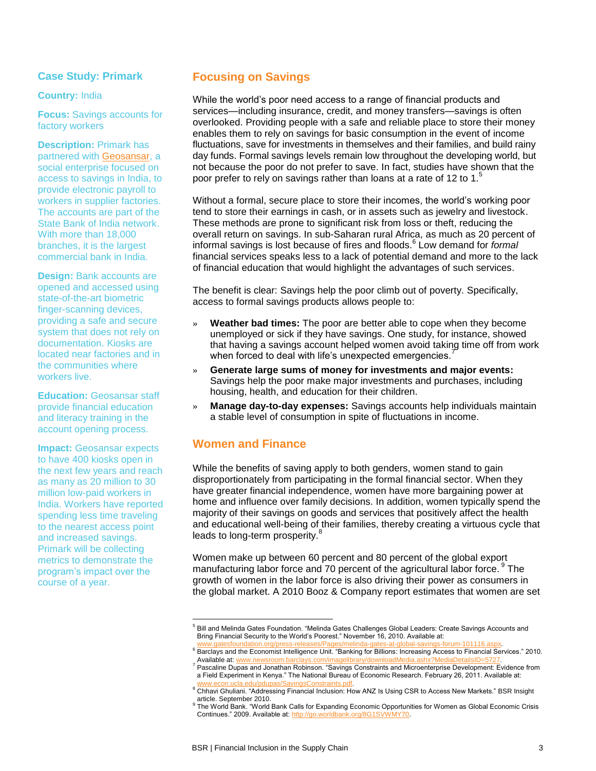### Case Study: Primark

**Country:** India

**Focus:** Savings accounts for factory workers

**Description:** Primark has partnered with Geosansar, a social enterprise focused on access to savings in India, to provide electronic payroll to workers in supplier factories. The accounts are part of the State Bank of India network. With more than 18,000 branches, it is the largest commercial bank in India.

**Design:** Bank accounts are opened and accessed using state-of-the-art biometric finger-scanning devices, providing a safe and secure system that does not rely on documentation. Kiosks are located near factories and in the communities where workers live.

**Education:** Geosansar staff provide financial education and literacy training in the account opening process.

**Impact:** Geosansar expects to have 400 kiosks open in the next few years and reach as many as 20 million to 30 million low-paid workers in India. Workers have reported spending less time traveling to the nearest access point and increased savings. Primark will be collecting metrics to demonstrate the program's impact over the course of a year.

## Focusing on Savings

While the world's poor need access to a range of financial products and services—including insurance, credit, and money transfers—savings is often overlooked. Providing people with a safe and reliable place to store their money enables them to rely on savings for basic consumption in the event of income fluctuations, save for investments in themselves and their families, and build rainy day funds. Formal savings levels remain low throughout the developing world, but not because the poor do not prefer to save. In fact, studies have shown that the poor prefer to rely on savings rather than loans at a rate of 12 to 1.[5]

Without a formal, secure place to store their incomes, the world's working poor tend to store their earnings in cash, or in assets such as jewelry and livestock. These methods are prone to significant risk from loss or theft, reducing the overall return on savings. In sub-Saharan rural Africa, as much as 20 percent of informal savings is lost because of fires and floods.[6] Low demand for *formal* financial services speaks less to a lack of potential demand and more to the lack of financial education that would highlight the advantages of such services.

The benefit is clear: Savings help the poor climb out of poverty. Specifically, access to formal savings products allows people to:

- **Weather bad times:** The poor are better able to cope when they become unemployed or sick if they have savings. One study, for instance, showed that having a savings account helped women avoid taking time off from work when forced to deal with life's unexpected emergencies.[7]
- **Generate large sums of money for investments and major events:** Savings help the poor make major investments and purchases, including housing, health, and education for their children.
- **Manage day-to-day expenses:** Savings accounts help individuals maintain a stable level of consumption in spite of fluctuations in income.

## Women and Finance

While the benefits of saving apply to both genders, women stand to gain disproportionately from participating in the formal financial sector. When they have greater financial independence, women have more bargaining power at home and influence over family decisions. In addition, women typically spend the majority of their savings on goods and services that positively affect the health and educational well-being of their families, thereby creating a virtuous cycle that leads to long-term prosperity.[8]

Women make up between 60 percent and 80 percent of the global export manufacturing labor force and 70 percent of the agricultural labor force.[9] The growth of women in the labor force is also driving their power as consumers in the global market. A 2010 Booz & Company report estimates that women are set

---

[5] Bill and Melinda Gates Foundation. "Melinda Gates Challenges Global Leaders: Create Savings Accounts and Bring Financial Security to the World's Poorest." November 16, 2010. Available at: www.gatesfoundation.org/press-releases/Pages/melinda-gates-at-global-savings-forum-101116.aspx.

[6] Barclays and the Economist Intelligence Unit. "Banking for Billions: Increasing Access to Financial Services." 2010. Available at: www.newsroom.barclays.com/imagelibrary/downloadMedia.ashx?MediaDetailsID=5727.

[7] Pascaline Dupas and Jonathan Robinson. "Savings Constraints and Microenterprise Development: Evidence from a Field Experiment in Kenya." The National Bureau of Economic Research. February 26, 2011. Available at: www.econ.ucla.edu/pdupas/SavingsConstraints.pdf.

[8] Chhavi Ghuliani. "Addressing Financial Inclusion: How ANZ Is Using CSR to Access New Markets." BSR Insight article. September 2010.

[9] The World Bank. "World Bank Calls for Expanding Economic Opportunities for Women as Global Economic Crisis Continues." 2009. Available at: http://go.worldbank.org/8G1SVWMY70.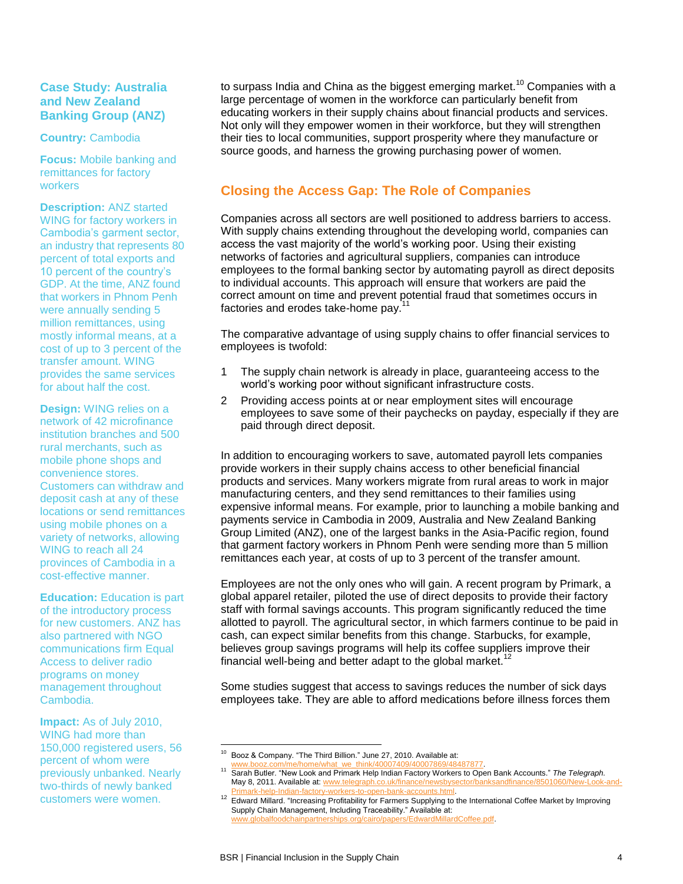### Case Study: Australia and New Zealand Banking Group (ANZ)

**Country:** Cambodia

**Focus:** Mobile banking and remittances for factory workers

**Description:** ANZ started WING for factory workers in Cambodia's garment sector, an industry that represents 80 percent of total exports and 10 percent of the country's GDP. At the time, ANZ found that workers in Phnom Penh were annually sending 5 million remittances, using mostly informal means, at a cost of up to 3 percent of the transfer amount. WING provides the same services for about half the cost.

**Design:** WING relies on a network of 42 microfinance institution branches and 500 rural merchants, such as mobile phone shops and convenience stores. Customers can withdraw and deposit cash at any of these locations or send remittances using mobile phones on a variety of networks, allowing WING to reach all 24 provinces of Cambodia in a cost-effective manner.

**Education:** Education is part of the introductory process for new customers. ANZ has also partnered with NGO communications firm Equal Access to deliver radio programs on money management throughout Cambodia.

**Impact:** As of July 2010, WING had more than 150,000 registered users, 56 percent of whom were previously unbanked. Nearly two-thirds of newly banked customers were women.

to surpass India and China as the biggest emerging market.[10] Companies with a large percentage of women in the workforce can particularly benefit from educating workers in their supply chains about financial products and services. Not only will they empower women in their workforce, but they will strengthen their ties to local communities, support prosperity where they manufacture or source goods, and harness the growing purchasing power of women.

## Closing the Access Gap: The Role of Companies

Companies across all sectors are well positioned to address barriers to access. With supply chains extending throughout the developing world, companies can access the vast majority of the world's working poor. Using their existing networks of factories and agricultural suppliers, companies can introduce employees to the formal banking sector by automating payroll as direct deposits to individual accounts. This approach will ensure that workers are paid the correct amount on time and prevent potential fraud that sometimes occurs in factories and erodes take-home pay.[11]

The comparative advantage of using supply chains to offer financial services to employees is twofold:

1. The supply chain network is already in place, guaranteeing access to the world's working poor without significant infrastructure costs.
2. Providing access points at or near employment sites will encourage employees to save some of their paychecks on payday, especially if they are paid through direct deposit.

In addition to encouraging workers to save, automated payroll lets companies provide workers in their supply chains access to other beneficial financial products and services. Many workers migrate from rural areas to work in major manufacturing centers, and they send remittances to their families using expensive informal means. For example, prior to launching a mobile banking and payments service in Cambodia in 2009, Australia and New Zealand Banking Group Limited (ANZ), one of the largest banks in the Asia-Pacific region, found that garment factory workers in Phnom Penh were sending more than 5 million remittances each year, at costs of up to 3 percent of the transfer amount.

Employees are not the only ones who will gain. A recent program by Primark, a global apparel retailer, piloted the use of direct deposits to provide their factory staff with formal savings accounts. This program significantly reduced the time allotted to payroll. The agricultural sector, in which farmers continue to be paid in cash, can expect similar benefits from this change. Starbucks, for example, believes group savings programs will help its coffee suppliers improve their financial well-being and better adapt to the global market.[12]

Some studies suggest that access to savings reduces the number of sick days employees take. They are able to afford medications before illness forces them

---

[10] Booz & Company. "The Third Billion." June 27, 2010. Available at: www.booz.com/me/home/what_we_think/40007409/40007869/48487877.

[11] Sarah Butler. "New Look and Primark Help Indian Factory Workers to Open Bank Accounts." *The Telegraph.* May 8, 2011. Available at: www.telegraph.co.uk/finance/newsbysector/banksandfinance/8501060/New-Look-and-Primark-help-Indian-factory-workers-to-open-bank-accounts.html.

[12] Edward Millard. "Increasing Profitability for Farmers Supplying to the International Coffee Market by Improving Supply Chain Management, Including Traceability." Available at: www.globalfoodchainpartnerships.org/cairo/papers/EdwardMillardCoffee.pdf.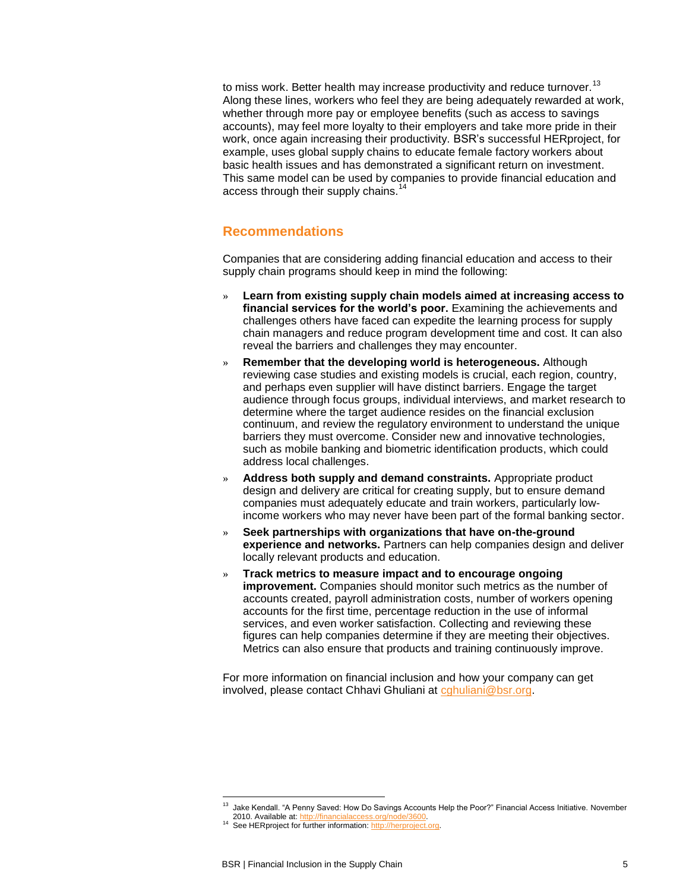to miss work. Better health may increase productivity and reduce turnover.[13] Along these lines, workers who feel they are being adequately rewarded at work, whether through more pay or employee benefits (such as access to savings accounts), may feel more loyalty to their employers and take more pride in their work, once again increasing their productivity. BSR's successful HERproject, for example, uses global supply chains to educate female factory workers about basic health issues and has demonstrated a significant return on investment. This same model can be used by companies to provide financial education and access through their supply chains.[14]

## Recommendations

Companies that are considering adding financial education and access to their supply chain programs should keep in mind the following:

» **Learn from existing supply chain models aimed at increasing access to financial services for the world's poor.** Examining the achievements and challenges others have faced can expedite the learning process for supply chain managers and reduce program development time and cost. It can also reveal the barriers and challenges they may encounter.

» **Remember that the developing world is heterogeneous.** Although reviewing case studies and existing models is crucial, each region, country, and perhaps even supplier will have distinct barriers. Engage the target audience through focus groups, individual interviews, and market research to determine where the target audience resides on the financial exclusion continuum, and review the regulatory environment to understand the unique barriers they must overcome. Consider new and innovative technologies, such as mobile banking and biometric identification products, which could address local challenges.

» **Address both supply and demand constraints.** Appropriate product design and delivery are critical for creating supply, but to ensure demand companies must adequately educate and train workers, particularly low-income workers who may never have been part of the formal banking sector.

» **Seek partnerships with organizations that have on-the-ground experience and networks.** Partners can help companies design and deliver locally relevant products and education.

» **Track metrics to measure impact and to encourage ongoing improvement.** Companies should monitor such metrics as the number of accounts created, payroll administration costs, number of workers opening accounts for the first time, percentage reduction in the use of informal services, and even worker satisfaction. Collecting and reviewing these figures can help companies determine if they are meeting their objectives. Metrics can also ensure that products and training continuously improve.

For more information on financial inclusion and how your company can get involved, please contact Chhavi Ghuliani at cghuliani@bsr.org.

---

[13] Jake Kendall. "A Penny Saved: How Do Savings Accounts Help the Poor?" Financial Access Initiative. November 2010. Available at: http://financialaccess.org/node/3600.

[14] See HERproject for further information: http://herproject.org.